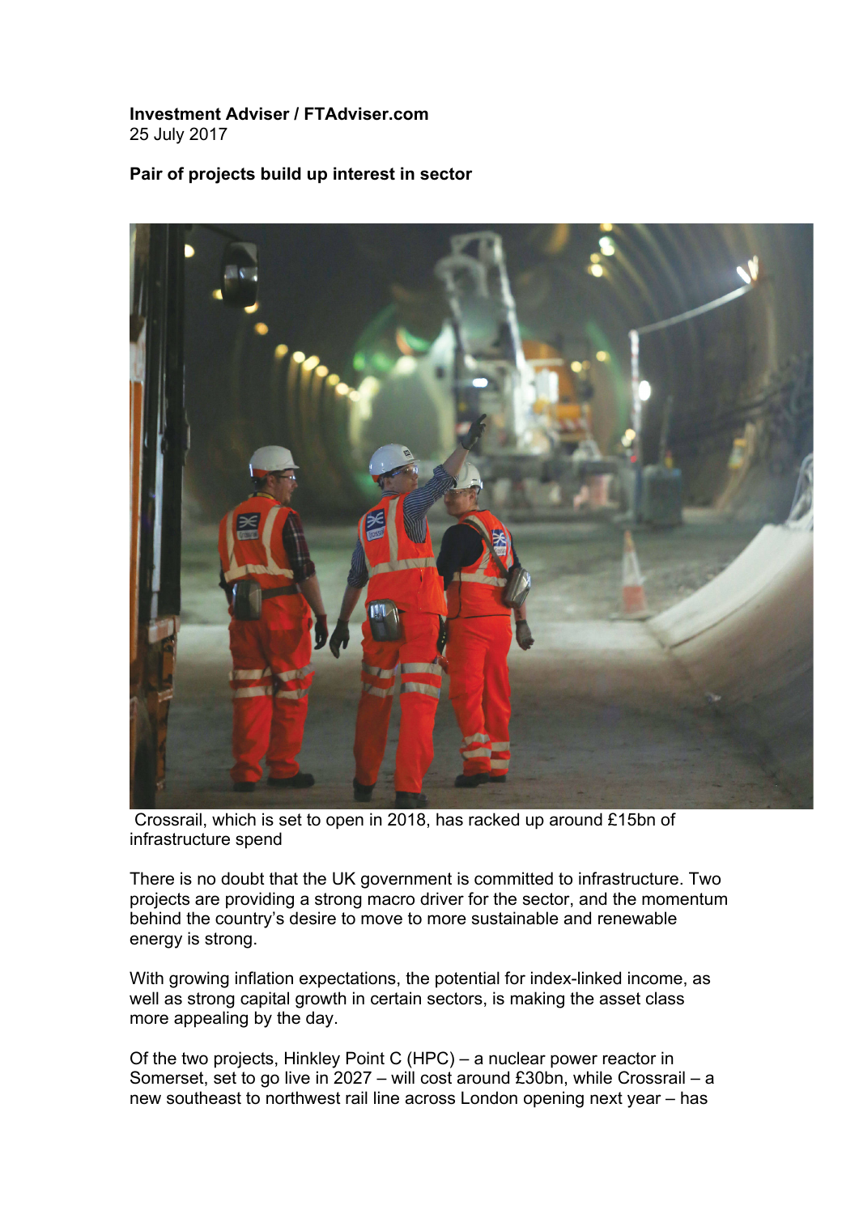**Investment Adviser / FTAdviser.com**
25 July 2017

**Pair of projects build up interest in sector**

Crossrail, which is set to open in 2018, has racked up around £15bn of infrastructure spend

There is no doubt that the UK government is committed to infrastructure. Two projects are providing a strong macro driver for the sector, and the momentum behind the country's desire to move to more sustainable and renewable energy is strong.

With growing inflation expectations, the potential for index-linked income, as well as strong capital growth in certain sectors, is making the asset class more appealing by the day.

Of the two projects, Hinkley Point C (HPC) – a nuclear power reactor in Somerset, set to go live in 2027 – will cost around £30bn, while Crossrail – a new southeast to northwest rail line across London opening next year – has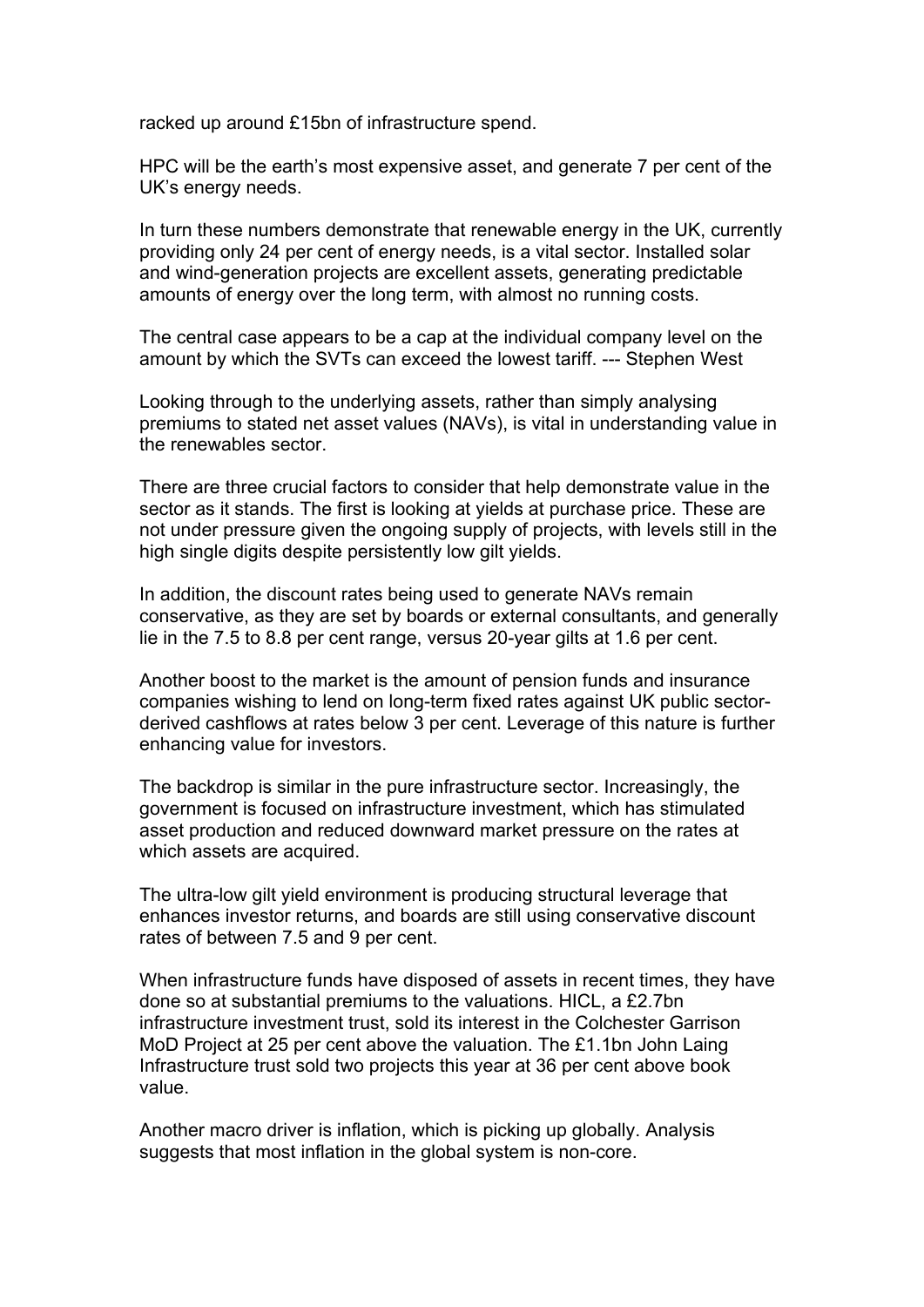racked up around £15bn of infrastructure spend.

HPC will be the earth's most expensive asset, and generate 7 per cent of the UK's energy needs.

In turn these numbers demonstrate that renewable energy in the UK, currently providing only 24 per cent of energy needs, is a vital sector. Installed solar and wind-generation projects are excellent assets, generating predictable amounts of energy over the long term, with almost no running costs.

The central case appears to be a cap at the individual company level on the amount by which the SVTs can exceed the lowest tariff. --- Stephen West

Looking through to the underlying assets, rather than simply analysing premiums to stated net asset values (NAVs), is vital in understanding value in the renewables sector.

There are three crucial factors to consider that help demonstrate value in the sector as it stands. The first is looking at yields at purchase price. These are not under pressure given the ongoing supply of projects, with levels still in the high single digits despite persistently low gilt yields.

In addition, the discount rates being used to generate NAVs remain conservative, as they are set by boards or external consultants, and generally lie in the 7.5 to 8.8 per cent range, versus 20-year gilts at 1.6 per cent.

Another boost to the market is the amount of pension funds and insurance companies wishing to lend on long-term fixed rates against UK public sector-derived cashflows at rates below 3 per cent. Leverage of this nature is further enhancing value for investors.

The backdrop is similar in the pure infrastructure sector. Increasingly, the government is focused on infrastructure investment, which has stimulated asset production and reduced downward market pressure on the rates at which assets are acquired.

The ultra-low gilt yield environment is producing structural leverage that enhances investor returns, and boards are still using conservative discount rates of between 7.5 and 9 per cent.

When infrastructure funds have disposed of assets in recent times, they have done so at substantial premiums to the valuations. HICL, a £2.7bn infrastructure investment trust, sold its interest in the Colchester Garrison MoD Project at 25 per cent above the valuation. The £1.1bn John Laing Infrastructure trust sold two projects this year at 36 per cent above book value.

Another macro driver is inflation, which is picking up globally. Analysis suggests that most inflation in the global system is non-core.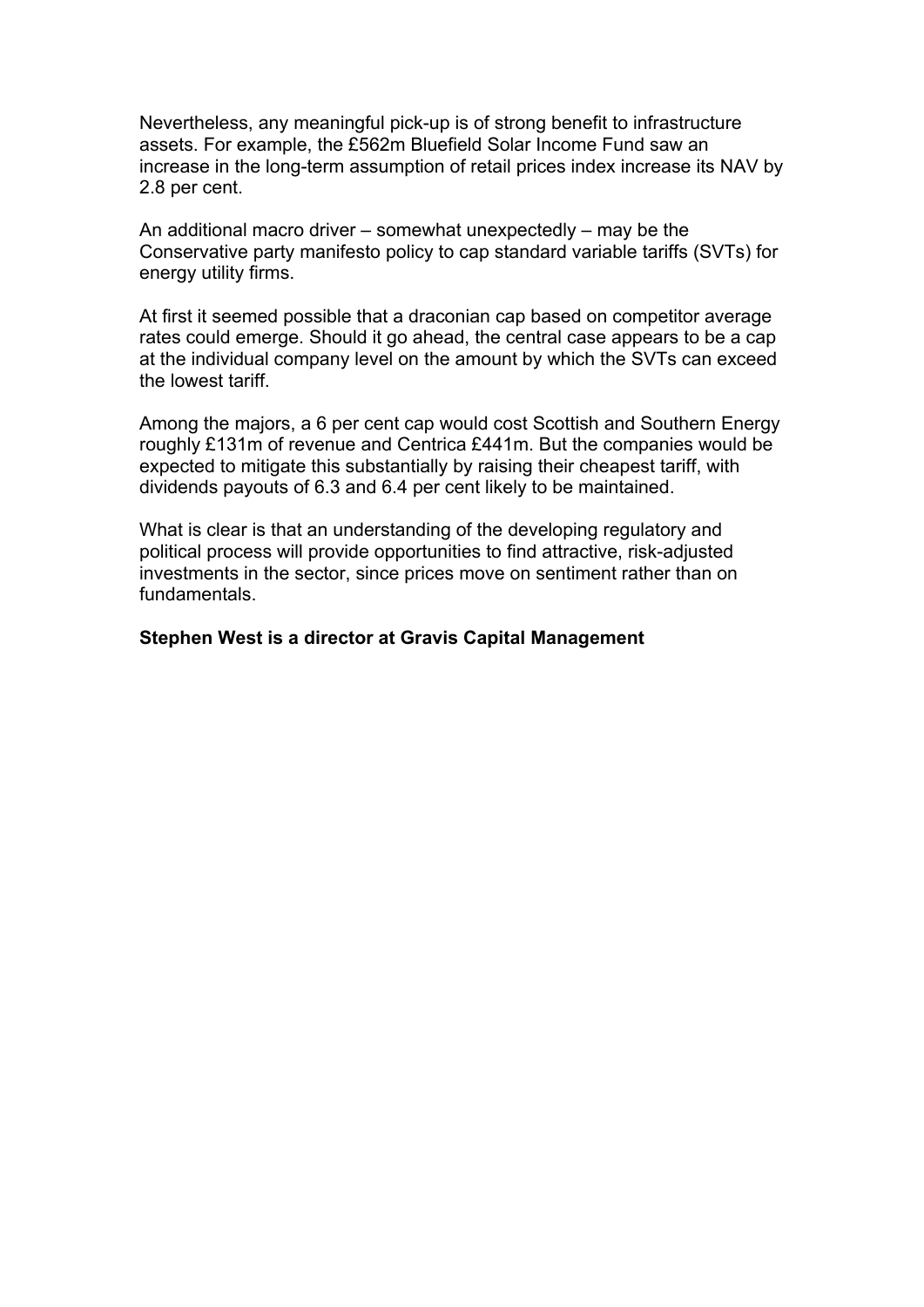Nevertheless, any meaningful pick-up is of strong benefit to infrastructure assets. For example, the £562m Bluefield Solar Income Fund saw an increase in the long-term assumption of retail prices index increase its NAV by 2.8 per cent.

An additional macro driver – somewhat unexpectedly – may be the Conservative party manifesto policy to cap standard variable tariffs (SVTs) for energy utility firms.

At first it seemed possible that a draconian cap based on competitor average rates could emerge. Should it go ahead, the central case appears to be a cap at the individual company level on the amount by which the SVTs can exceed the lowest tariff.

Among the majors, a 6 per cent cap would cost Scottish and Southern Energy roughly £131m of revenue and Centrica £441m. But the companies would be expected to mitigate this substantially by raising their cheapest tariff, with dividends payouts of 6.3 and 6.4 per cent likely to be maintained.

What is clear is that an understanding of the developing regulatory and political process will provide opportunities to find attractive, risk-adjusted investments in the sector, since prices move on sentiment rather than on fundamentals.

**Stephen West is a director at Gravis Capital Management**